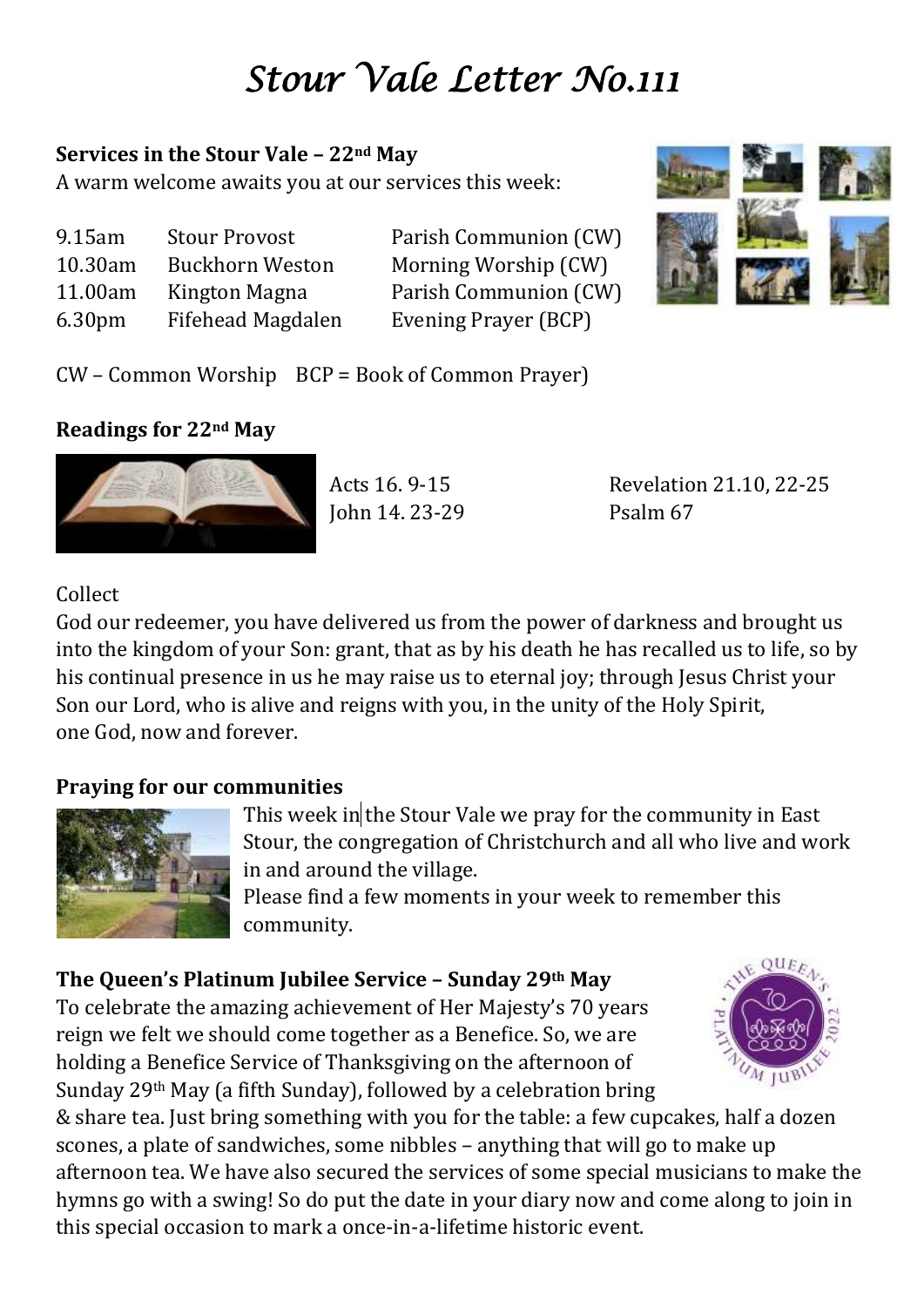# *Stour Vale Letter No.111*

## Services in the Stour Vale – 22nd May

A warm welcome awaits you at our services this week:

| | | |
|---|---|---|
| 9.15am | Stour Provost | Parish Communion (CW) |
| 10.30am | Buckhorn Weston | Morning Worship (CW) |
| 11.00am | Kington Magna | Parish Communion (CW) |
| 6.30pm | Fifehead Magdalen | Evening Prayer (BCP) |

CW – Common Worship  BCP = Book of Common Prayer)

## Readings for 22nd May

Acts 16. 9-15
John 14. 23-29
Revelation 21.10, 22-25
Psalm 67

Collect

God our redeemer, you have delivered us from the power of darkness and brought us into the kingdom of your Son: grant, that as by his death he has recalled us to life, so by his continual presence in us he may raise us to eternal joy; through Jesus Christ your Son our Lord, who is alive and reigns with you, in the unity of the Holy Spirit, one God, now and forever.

## Praying for our communities

This week in the Stour Vale we pray for the community in East Stour, the congregation of Christchurch and all who live and work in and around the village.
Please find a few moments in your week to remember this community.

## The Queen's Platinum Jubilee Service – Sunday 29th May

To celebrate the amazing achievement of Her Majesty's 70 years reign we felt we should come together as a Benefice. So, we are holding a Benefice Service of Thanksgiving on the afternoon of Sunday 29th May (a fifth Sunday), followed by a celebration bring & share tea. Just bring something with you for the table: a few cupcakes, half a dozen scones, a plate of sandwiches, some nibbles – anything that will go to make up afternoon tea. We have also secured the services of some special musicians to make the hymns go with a swing! So do put the date in your diary now and come along to join in this special occasion to mark a once-in-a-lifetime historic event.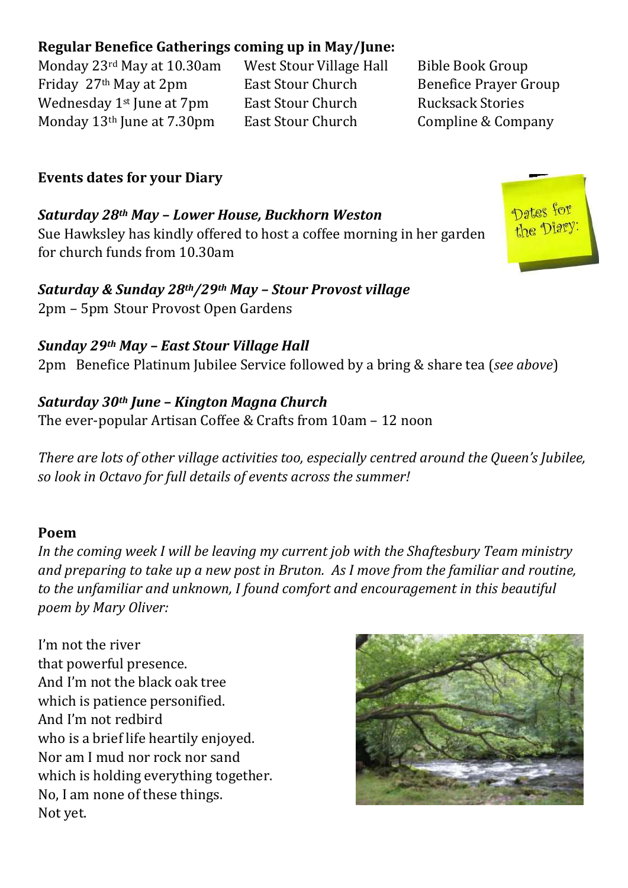**Regular Benefice Gatherings coming up in May/June:**

| | | |
|---|---|---|
| Monday 23rd May at 10.30am | West Stour Village Hall | Bible Book Group |
| Friday 27th May at 2pm | East Stour Church | Benefice Prayer Group |
| Wednesday 1st June at 7pm | East Stour Church | Rucksack Stories |
| Monday 13th June at 7.30pm | East Stour Church | Compline & Company |

**Events dates for your Diary**

***Saturday 28th May – Lower House, Buckhorn Weston***
Sue Hawksley has kindly offered to host a coffee morning in her garden for church funds from 10.30am

***Saturday & Sunday 28th/29th May – Stour Provost village***
2pm – 5pm Stour Provost Open Gardens

***Sunday 29th May – East Stour Village Hall***
2pm Benefice Platinum Jubilee Service followed by a bring & share tea (*see above*)

***Saturday 30th June – Kington Magna Church***
The ever-popular Artisan Coffee & Crafts from 10am – 12 noon

*There are lots of other village activities too, especially centred around the Queen's Jubilee, so look in Octavo for full details of events across the summer!*

**Poem**

*In the coming week I will be leaving my current job with the Shaftesbury Team ministry and preparing to take up a new post in Bruton. As I move from the familiar and routine, to the unfamiliar and unknown, I found comfort and encouragement in this beautiful poem by Mary Oliver:*

I'm not the river
that powerful presence.
And I'm not the black oak tree
which is patience personified.
And I'm not redbird
who is a brief life heartily enjoyed.
Nor am I mud nor rock nor sand
which is holding everything together.
No, I am none of these things.
Not yet.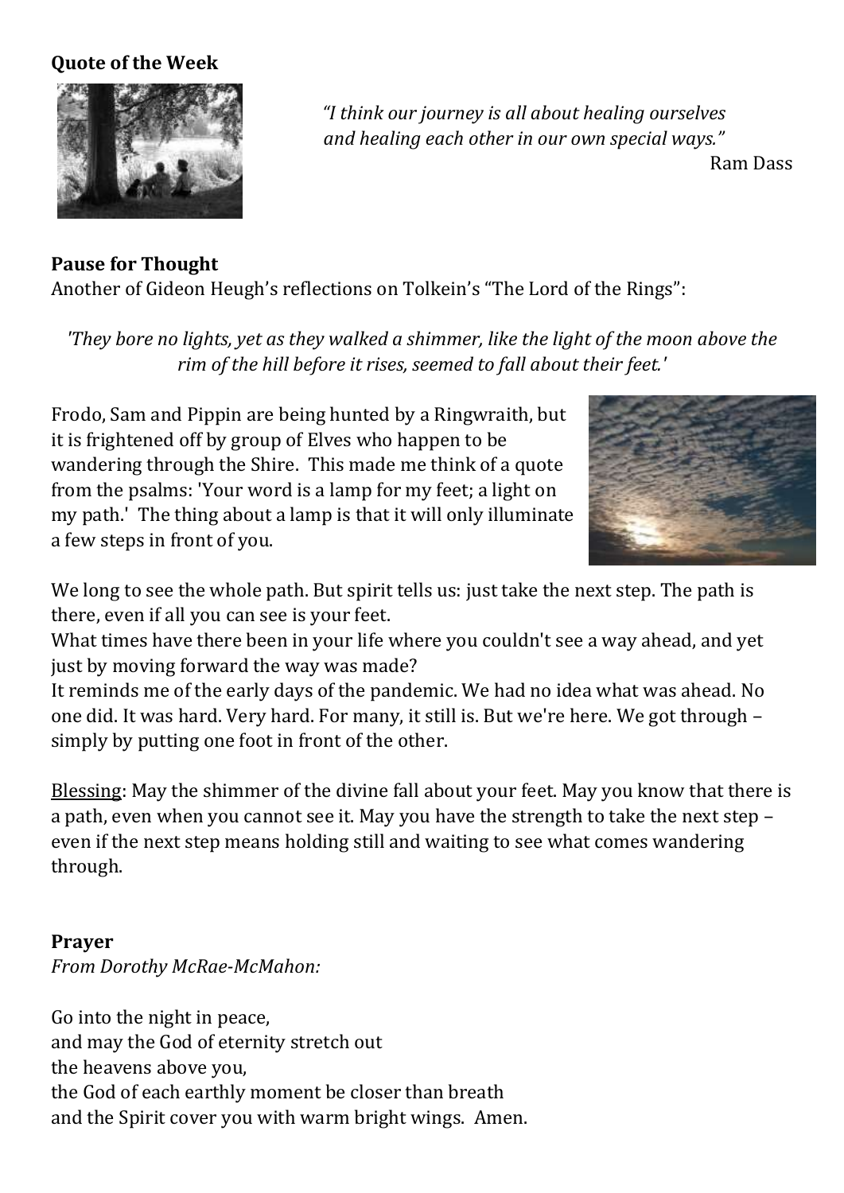**Quote of the Week**

*"I think our journey is all about healing ourselves and healing each other in our own special ways."*
Ram Dass

**Pause for Thought**

Another of Gideon Heugh's reflections on Tolkein's "The Lord of the Rings":

*'They bore no lights, yet as they walked a shimmer, like the light of the moon above the rim of the hill before it rises, seemed to fall about their feet.'*

Frodo, Sam and Pippin are being hunted by a Ringwraith, but it is frightened off by group of Elves who happen to be wandering through the Shire. This made me think of a quote from the psalms: 'Your word is a lamp for my feet; a light on my path.' The thing about a lamp is that it will only illuminate a few steps in front of you.

We long to see the whole path. But spirit tells us: just take the next step. The path is there, even if all you can see is your feet.
What times have there been in your life where you couldn't see a way ahead, and yet just by moving forward the way was made?
It reminds me of the early days of the pandemic. We had no idea what was ahead. No one did. It was hard. Very hard. For many, it still is. But we're here. We got through – simply by putting one foot in front of the other.

Blessing: May the shimmer of the divine fall about your feet. May you know that there is a path, even when you cannot see it. May you have the strength to take the next step – even if the next step means holding still and waiting to see what comes wandering through.

**Prayer**

*From Dorothy McRae-McMahon:*

Go into the night in peace,
and may the God of eternity stretch out
the heavens above you,
the God of each earthly moment be closer than breath
and the Spirit cover you with warm bright wings. Amen.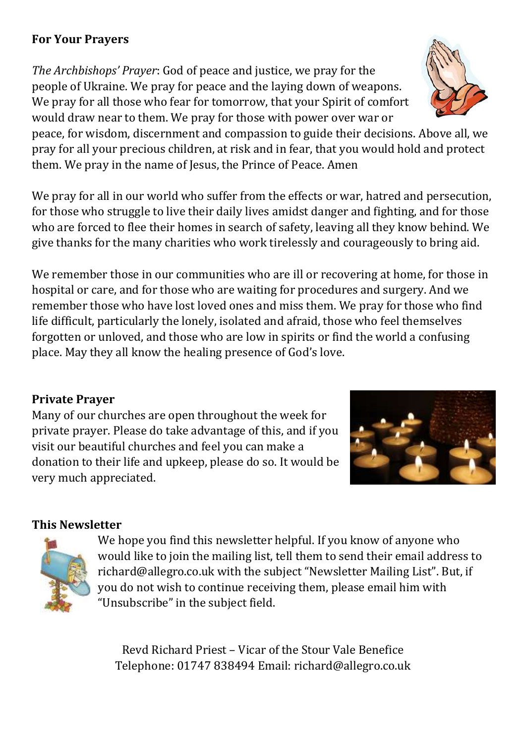**For Your Prayers**

*The Archbishops' Prayer*: God of peace and justice, we pray for the people of Ukraine. We pray for peace and the laying down of weapons. We pray for all those who fear for tomorrow, that your Spirit of comfort would draw near to them. We pray for those with power over war or peace, for wisdom, discernment and compassion to guide their decisions. Above all, we pray for all your precious children, at risk and in fear, that you would hold and protect them. We pray in the name of Jesus, the Prince of Peace. Amen

We pray for all in our world who suffer from the effects or war, hatred and persecution, for those who struggle to live their daily lives amidst danger and fighting, and for those who are forced to flee their homes in search of safety, leaving all they know behind. We give thanks for the many charities who work tirelessly and courageously to bring aid.

We remember those in our communities who are ill or recovering at home, for those in hospital or care, and for those who are waiting for procedures and surgery. And we remember those who have lost loved ones and miss them. We pray for those who find life difficult, particularly the lonely, isolated and afraid, those who feel themselves forgotten or unloved, and those who are low in spirits or find the world a confusing place. May they all know the healing presence of God's love.

**Private Prayer**

Many of our churches are open throughout the week for private prayer. Please do take advantage of this, and if you visit our beautiful churches and feel you can make a donation to their life and upkeep, please do so. It would be very much appreciated.

**This Newsletter**

We hope you find this newsletter helpful. If you know of anyone who would like to join the mailing list, tell them to send their email address to richard@allegro.co.uk with the subject "Newsletter Mailing List". But, if you do not wish to continue receiving them, please email him with "Unsubscribe" in the subject field.

Revd Richard Priest – Vicar of the Stour Vale Benefice
Telephone: 01747 838494 Email: richard@allegro.co.uk